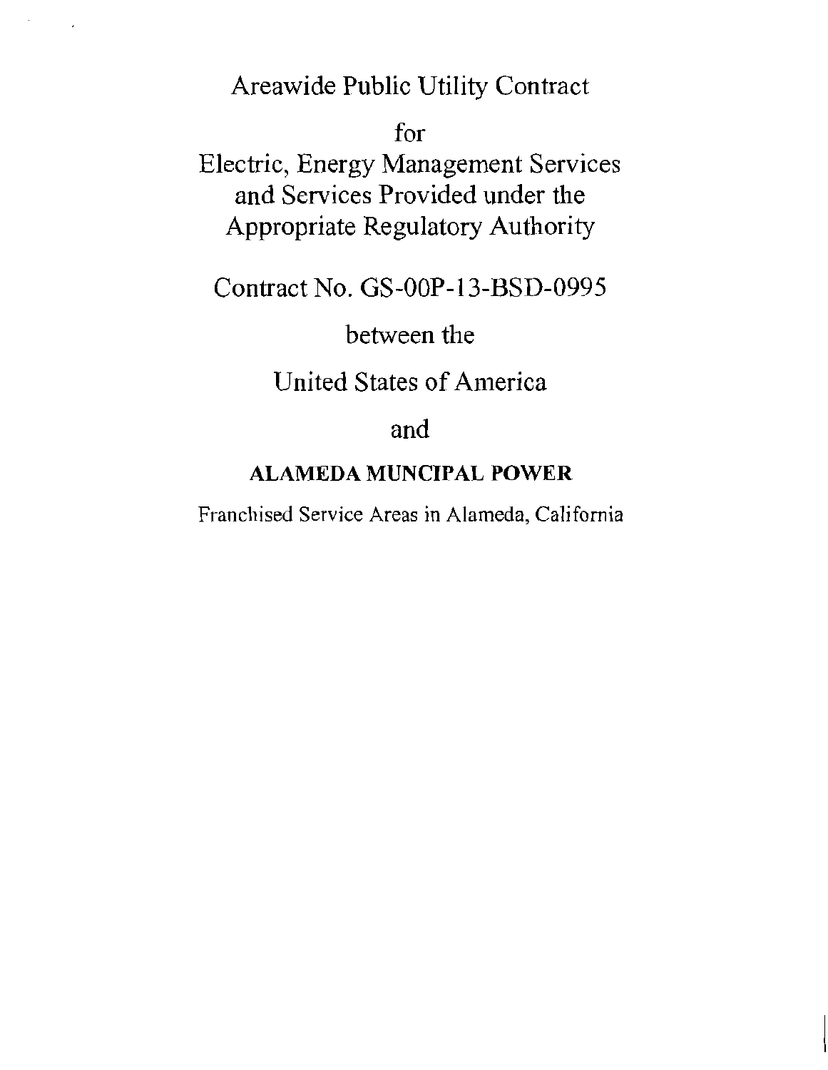# Areawide Public Utility Contract

for

Electric, Energy Management Services and Services Provided under the Appropriate Regulatory Authority

Contract No. GS-00P-13-BSD-0995

between the

United States of America

and

**ALAMEDA MUNCIPAL POWER**

Franchised Service Areas in Alameda, California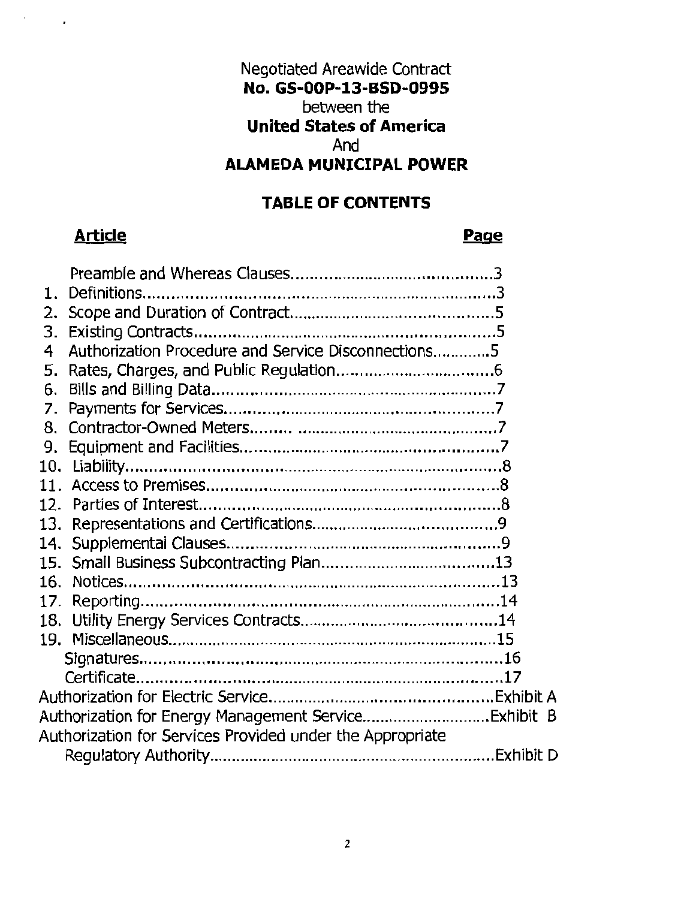Negotiated Areawide Contract
**No. GS-00P-13-BSD-0995**
between the
**United States of America**
And
**ALAMEDA MUNICIPAL POWER**

## TABLE OF CONTENTS

| **Article** | **Page** |
|---|---|
| Preamble and Whereas Clauses | 3 |
| 1. Definitions | 3 |
| 2. Scope and Duration of Contract | 5 |
| 3. Existing Contracts | 5 |
| 4 Authorization Procedure and Service Disconnections | 5 |
| 5. Rates, Charges, and Public Regulation | 6 |
| 6. Bills and Billing Data | 7 |
| 7. Payments for Services | 7 |
| 8. Contractor-Owned Meters | 7 |
| 9. Equipment and Facilities | 7 |
| 10. Liability | 8 |
| 11. Access to Premises | 8 |
| 12. Parties of Interest | 8 |
| 13. Representations and Certifications | 9 |
| 14. Supplemental Clauses | 9 |
| 15. Small Business Subcontracting Plan | 13 |
| 16. Notices | 13 |
| 17. Reporting | 14 |
| 18. Utility Energy Services Contracts | 14 |
| 19. Miscellaneous | 15 |
| Signatures | 16 |
| Certificate | 17 |
| Authorization for Electric Service | Exhibit A |
| Authorization for Energy Management Service | Exhibit B |
| Authorization for Services Provided under the Appropriate Regulatory Authority | Exhibit D |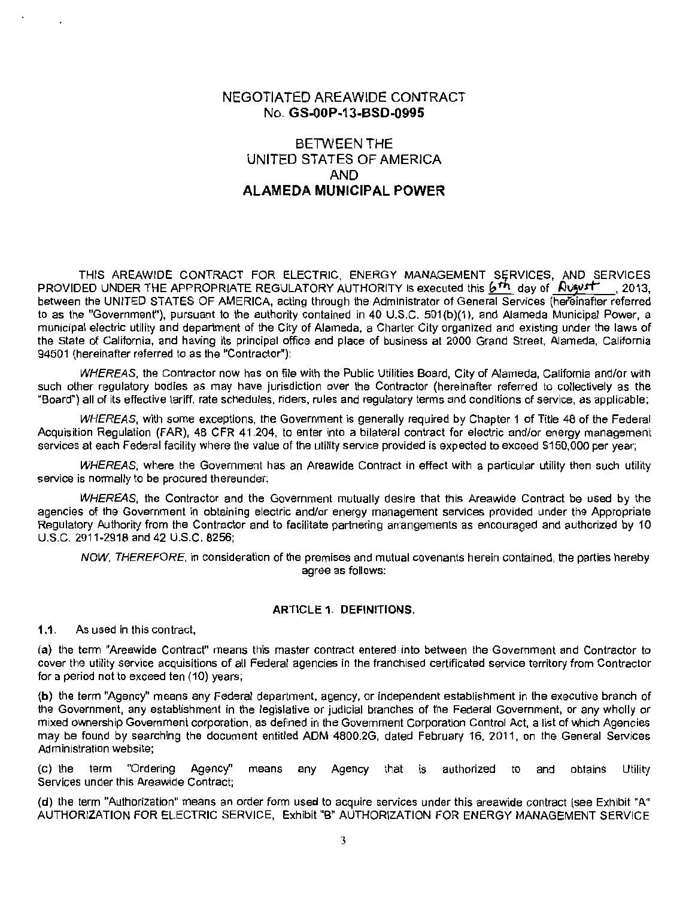# NEGOTIATED AREAWIDE CONTRACT
## No. GS-00P-13-BSD-0995

## BETWEEN THE
## UNITED STATES OF AMERICA
## AND
## ALAMEDA MUNICIPAL POWER

THIS AREAWIDE CONTRACT FOR ELECTRIC, ENERGY MANAGEMENT SERVICES, AND SERVICES PROVIDED UNDER THE APPROPRIATE REGULATORY AUTHORITY is executed this 6th day of August, 2013, between the UNITED STATES OF AMERICA, acting through the Administrator of General Services (hereinafter referred to as the "Government"), pursuant to the authority contained in 40 U.S.C. 501(b)(1), and Alameda Municipal Power, a municipal electric utility and department of the City of Alameda, a Charter City organized and existing under the laws of the State of California, and having its principal office and place of business at 2000 Grand Street, Alameda, California 94501 (hereinafter referred to as the "Contractor"):

*WHEREAS*, the Contractor now has on file with the Public Utilities Board, City of Alameda, California and/or with such other regulatory bodies as may have jurisdiction over the Contractor (hereinafter referred to collectively as the "Board") all of its effective tariff, rate schedules, riders, rules and regulatory terms and conditions of service, as applicable;

*WHEREAS*, with some exceptions, the Government is generally required by Chapter 1 of Title 48 of the Federal Acquisition Regulation (FAR), 48 CFR 41.204, to enter into a bilateral contract for electric and/or energy management services at each Federal facility where the value of the utility service provided is expected to exceed $150,000 per year;

*WHEREAS*, where the Government has an Areawide Contract in effect with a particular utility then such utility service is normally to be procured thereunder;

*WHEREAS*, the Contractor and the Government mutually desire that this Areawide Contract be used by the agencies of the Government in obtaining electric and/or energy management services provided under the Appropriate Regulatory Authority from the Contractor and to facilitate partnering arrangements as encouraged and authorized by 10 U.S.C. 2911-2918 and 42 U.S.C. 8256;

*NOW, THEREFORE*, in consideration of the premises and mutual covenants herein contained, the parties hereby agree as follows:

### ARTICLE 1. DEFINITIONS.

**1.1.** As used in this contract,

**(a)** the term "Areawide Contract" means this master contract entered into between the Government and Contractor to cover the utility service acquisitions of all Federal agencies in the franchised certificated service territory from Contractor for a period not to exceed ten (10) years;

**(b)** the term "Agency" means any Federal department, agency, or independent establishment in the executive branch of the Government, any establishment in the legislative or judicial branches of the Federal Government, or any wholly or mixed ownership Government corporation, as defined in the Government Corporation Control Act, a list of which Agencies may be found by searching the document entitled ADM 4800.2G, dated February 16, 2011, on the General Services Administration website;

**(c)** the term "Ordering Agency" means any Agency that is authorized to and obtains Utility Services under this Areawide Contract;

**(d)** the term "Authorization" means an order form used to acquire services under this areawide contract (see Exhibit "A" AUTHORIZATION FOR ELECTRIC SERVICE, Exhibit "B" AUTHORIZATION FOR ENERGY MANAGEMENT SERVICE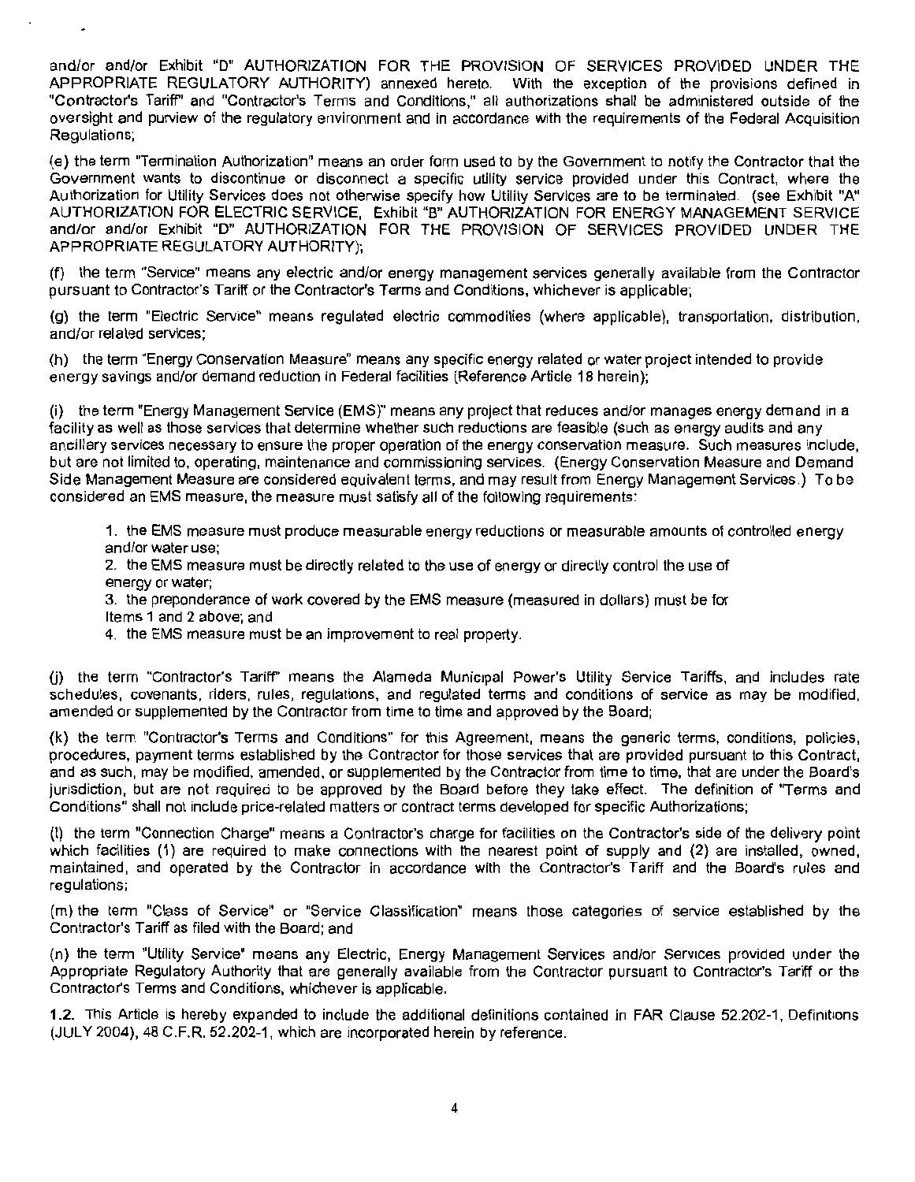and/or and/or Exhibit "D" AUTHORIZATION FOR THE PROVISION OF SERVICES PROVIDED UNDER THE APPROPRIATE REGULATORY AUTHORITY) annexed hereto. With the exception of the provisions defined in "Contractor's Tariff" and "Contractor's Terms and Conditions," all authorizations shall be administered outside of the oversight and purview of the regulatory environment and in accordance with the requirements of the Federal Acquisition Regulations;

(e) the term "Termination Authorization" means an order form used to by the Government to notify the Contractor that the Government wants to discontinue or disconnect a specific utility service provided under this Contract, where the Authorization for Utility Services does not otherwise specify how Utility Services are to be terminated. (see Exhibit "A" AUTHORIZATION FOR ELECTRIC SERVICE, Exhibit "B" AUTHORIZATION FOR ENERGY MANAGEMENT SERVICE and/or and/or Exhibit "D" AUTHORIZATION FOR THE PROVISION OF SERVICES PROVIDED UNDER THE APPROPRIATE REGULATORY AUTHORITY);

(f) the term "Service" means any electric and/or energy management services generally available from the Contractor pursuant to Contractor's Tariff or the Contractor's Terms and Conditions, whichever is applicable;

(g) the term "Electric Service" means regulated electric commodities (where applicable), transportation, distribution, and/or related services;

(h) the term "Energy Conservation Measure" means any specific energy related or water project intended to provide energy savings and/or demand reduction in Federal facilities (Reference Article 18 herein);

(i) the term "Energy Management Service (EMS)" means any project that reduces and/or manages energy demand in a facility as well as those services that determine whether such reductions are feasible (such as energy audits and any ancillary services necessary to ensure the proper operation of the energy conservation measure. Such measures include, but are not limited to, operating, maintenance and commissioning services. (Energy Conservation Measure and Demand Side Management Measure are considered equivalent terms, and may result from Energy Management Services.) To be considered an EMS measure, the measure must satisfy all of the following requirements:

1. the EMS measure must produce measurable energy reductions or measurable amounts of controlled energy and/or water use;
2. the EMS measure must be directly related to the use of energy or directly control the use of energy or water;
3. the preponderance of work covered by the EMS measure (measured in dollars) must be for Items 1 and 2 above; and
4. the EMS measure must be an improvement to real property.

(j) the term "Contractor's Tariff" means the Alameda Municipal Power's Utility Service Tariffs, and includes rate schedules, covenants, riders, rules, regulations, and regulated terms and conditions of service as may be modified, amended or supplemented by the Contractor from time to time and approved by the Board;

(k) the term "Contractor's Terms and Conditions" for this Agreement, means the generic terms, conditions, policies, procedures, payment terms established by the Contractor for those services that are provided pursuant to this Contract, and as such, may be modified, amended, or supplemented by the Contractor from time to time, that are under the Board's jurisdiction, but are not required to be approved by the Board before they take effect. The definition of "Terms and Conditions" shall not include price-related matters or contract terms developed for specific Authorizations;

(l) the term "Connection Charge" means a Contractor's charge for facilities on the Contractor's side of the delivery point which facilities (1) are required to make connections with the nearest point of supply and (2) are installed, owned, maintained, and operated by the Contractor in accordance with the Contractor's Tariff and the Board's rules and regulations;

(m) the term "Class of Service" or "Service Classification" means those categories of service established by the Contractor's Tariff as filed with the Board; and

(n) the term "Utility Service" means any Electric, Energy Management Services and/or Services provided under the Appropriate Regulatory Authority that are generally available from the Contractor pursuant to Contractor's Tariff or the Contractor's Terms and Conditions, whichever is applicable.

1.2. This Article is hereby expanded to include the additional definitions contained in FAR Clause 52.202-1, Definitions (JULY 2004), 48 C.F.R. 52.202-1, which are incorporated herein by reference.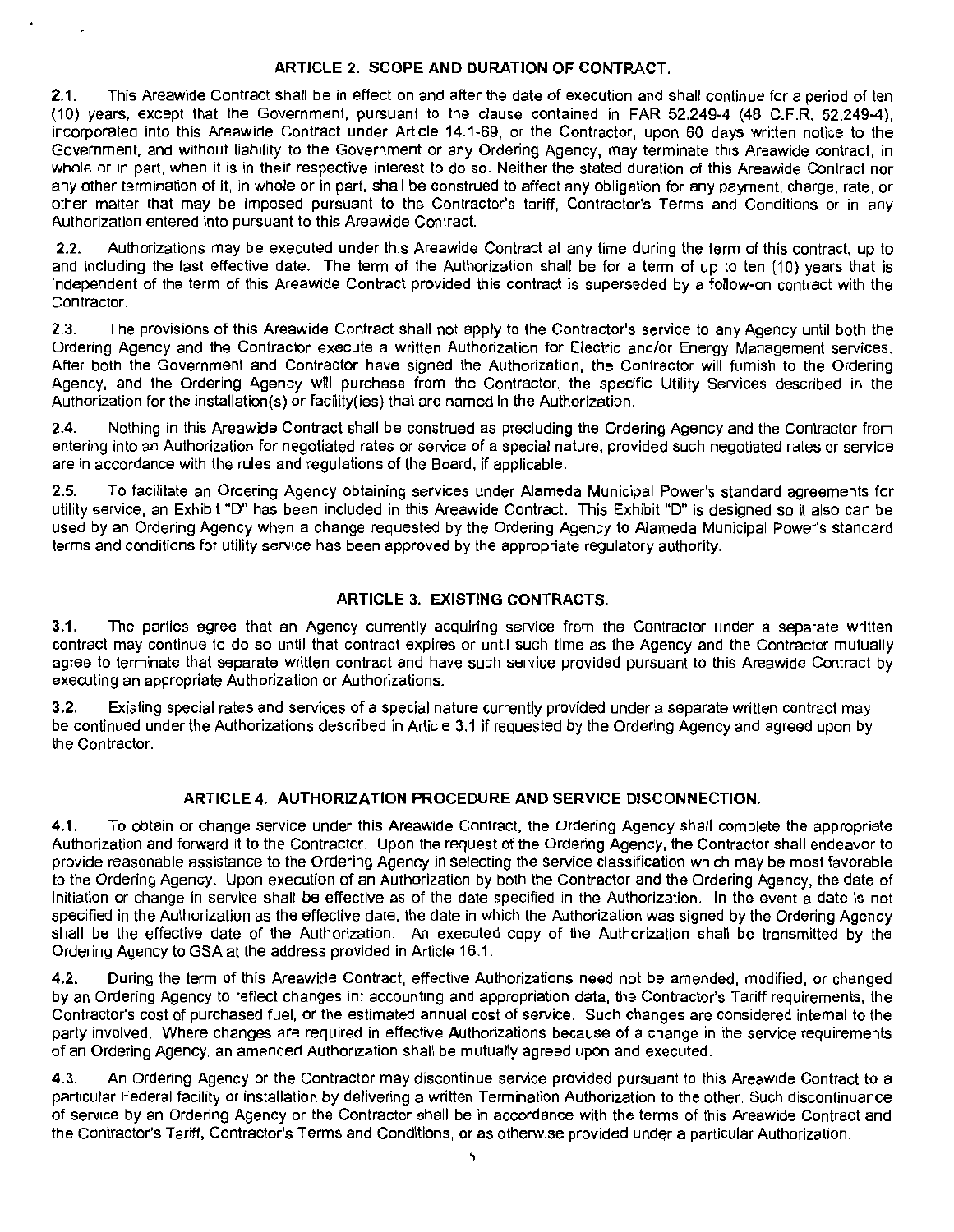## ARTICLE 2. SCOPE AND DURATION OF CONTRACT.

**2.1.** This Areawide Contract shall be in effect on and after the date of execution and shall continue for a period of ten (10) years, except that the Government, pursuant to the clause contained in FAR 52.249-4 (48 C.F.R. 52.249-4), incorporated into this Areawide Contract under Article 14.1-69, or the Contractor, upon 60 days written notice to the Government, and without liability to the Government or any Ordering Agency, may terminate this Areawide contract, in whole or in part, when it is in their respective interest to do so. Neither the stated duration of this Areawide Contract nor any other termination of it, in whole or in part, shall be construed to affect any obligation for any payment, charge, rate, or other matter that may be imposed pursuant to the Contractor's tariff, Contractor's Terms and Conditions or in any Authorization entered into pursuant to this Areawide Contract.

**2.2.** Authorizations may be executed under this Areawide Contract at any time during the term of this contract, up to and including the last effective date. The term of the Authorization shall be for a term of up to ten (10) years that is independent of the term of this Areawide Contract provided this contract is superseded by a follow-on contract with the Contractor.

**2.3.** The provisions of this Areawide Contract shall not apply to the Contractor's service to any Agency until both the Ordering Agency and the Contractor execute a written Authorization for Electric and/or Energy Management services. After both the Government and Contractor have signed the Authorization, the Contractor will furnish to the Ordering Agency, and the Ordering Agency will purchase from the Contractor, the specific Utility Services described in the Authorization for the installation(s) or facility(ies) that are named in the Authorization.

**2.4.** Nothing in this Areawide Contract shall be construed as precluding the Ordering Agency and the Contractor from entering into an Authorization for negotiated rates or service of a special nature, provided such negotiated rates or service are in accordance with the rules and regulations of the Board, if applicable.

**2.5.** To facilitate an Ordering Agency obtaining services under Alameda Municipal Power's standard agreements for utility service, an Exhibit "D" has been included in this Areawide Contract. This Exhibit "D" is designed so it also can be used by an Ordering Agency when a change requested by the Ordering Agency to Alameda Municipal Power's standard terms and conditions for utility service has been approved by the appropriate regulatory authority.

## ARTICLE 3. EXISTING CONTRACTS.

**3.1.** The parties agree that an Agency currently acquiring service from the Contractor under a separate written contract may continue to do so until that contract expires or until such time as the Agency and the Contractor mutually agree to terminate that separate written contract and have such service provided pursuant to this Areawide Contract by executing an appropriate Authorization or Authorizations.

**3.2.** Existing special rates and services of a special nature currently provided under a separate written contract may be continued under the Authorizations described in Article 3.1 if requested by the Ordering Agency and agreed upon by the Contractor.

## ARTICLE 4. AUTHORIZATION PROCEDURE AND SERVICE DISCONNECTION.

**4.1.** To obtain or change service under this Areawide Contract, the Ordering Agency shall complete the appropriate Authorization and forward it to the Contractor. Upon the request of the Ordering Agency, the Contractor shall endeavor to provide reasonable assistance to the Ordering Agency in selecting the service classification which may be most favorable to the Ordering Agency. Upon execution of an Authorization by both the Contractor and the Ordering Agency, the date of initiation or change in service shall be effective as of the date specified in the Authorization. In the event a date is not specified in the Authorization as the effective date, the date in which the Authorization was signed by the Ordering Agency shall be the effective date of the Authorization. An executed copy of the Authorization shall be transmitted by the Ordering Agency to GSA at the address provided in Article 16.1.

**4.2.** During the term of this Areawide Contract, effective Authorizations need not be amended, modified, or changed by an Ordering Agency to reflect changes in: accounting and appropriation data, the Contractor's Tariff requirements, the Contractor's cost of purchased fuel, or the estimated annual cost of service. Such changes are considered internal to the party involved. Where changes are required in effective Authorizations because of a change in the service requirements of an Ordering Agency, an amended Authorization shall be mutually agreed upon and executed.

**4.3.** An Ordering Agency or the Contractor may discontinue service provided pursuant to this Areawide Contract to a particular Federal facility or installation by delivering a written Termination Authorization to the other. Such discontinuance of service by an Ordering Agency or the Contractor shall be in accordance with the terms of this Areawide Contract and the Contractor's Tariff, Contractor's Terms and Conditions, or as otherwise provided under a particular Authorization.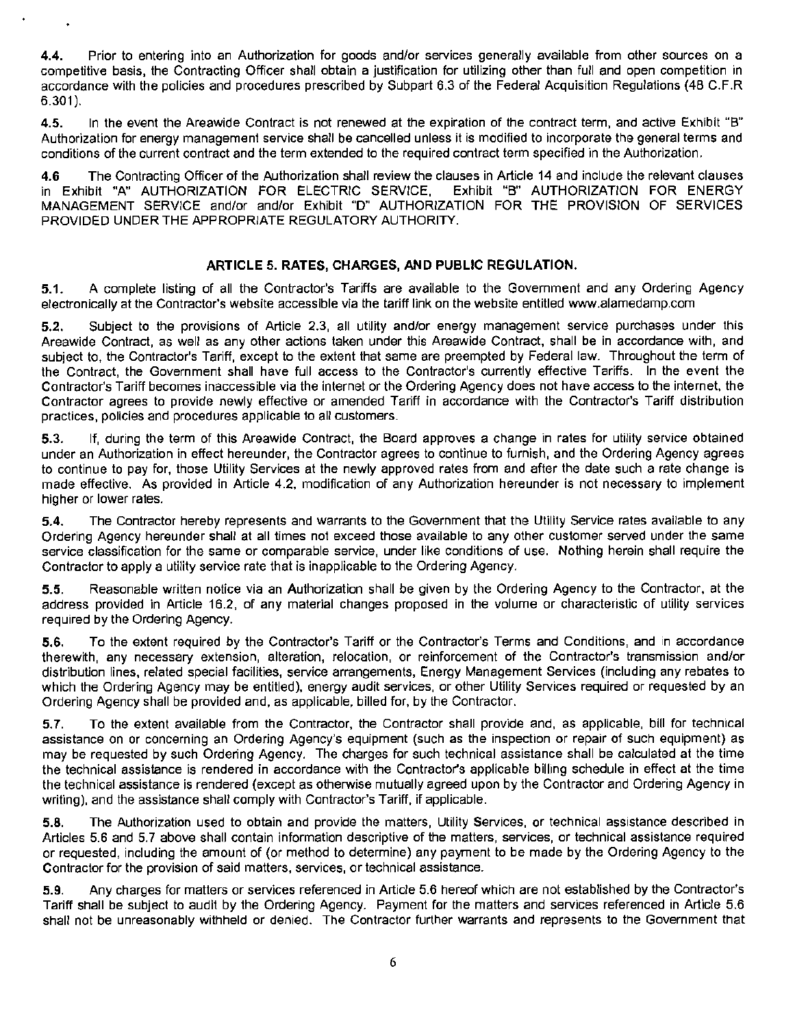**4.4.** Prior to entering into an Authorization for goods and/or services generally available from other sources on a competitive basis, the Contracting Officer shall obtain a justification for utilizing other than full and open competition in accordance with the policies and procedures prescribed by Subpart 6.3 of the Federal Acquisition Regulations (48 C.F.R 6.301).

**4.5.** In the event the Areawide Contract is not renewed at the expiration of the contract term, and active Exhibit "B" Authorization for energy management service shall be cancelled unless it is modified to incorporate the general terms and conditions of the current contract and the term extended to the required contract term specified in the Authorization.

**4.6** The Contracting Officer of the Authorization shall review the clauses in Article 14 and include the relevant clauses in Exhibit "A" AUTHORIZATION FOR ELECTRIC SERVICE, Exhibit "B" AUTHORIZATION FOR ENERGY MANAGEMENT SERVICE and/or and/or Exhibit "D" AUTHORIZATION FOR THE PROVISION OF SERVICES PROVIDED UNDER THE APPROPRIATE REGULATORY AUTHORITY.

## ARTICLE 5. RATES, CHARGES, AND PUBLIC REGULATION.

**5.1.** A complete listing of all the Contractor's Tariffs are available to the Government and any Ordering Agency electronically at the Contractor's website accessible via the tariff link on the website entitled www.alamedamp.com

**5.2.** Subject to the provisions of Article 2.3, all utility and/or energy management service purchases under this Areawide Contract, as well as any other actions taken under this Areawide Contract, shall be in accordance with, and subject to, the Contractor's Tariff, except to the extent that same are preempted by Federal law. Throughout the term of the Contract, the Government shall have full access to the Contractor's currently effective Tariffs. In the event the Contractor's Tariff becomes inaccessible via the internet or the Ordering Agency does not have access to the internet, the Contractor agrees to provide newly effective or amended Tariff in accordance with the Contractor's Tariff distribution practices, policies and procedures applicable to all customers.

**5.3.** If, during the term of this Areawide Contract, the Board approves a change in rates for utility service obtained under an Authorization in effect hereunder, the Contractor agrees to continue to furnish, and the Ordering Agency agrees to continue to pay for, those Utility Services at the newly approved rates from and after the date such a rate change is made effective. As provided in Article 4.2, modification of any Authorization hereunder is not necessary to implement higher or lower rates.

**5.4.** The Contractor hereby represents and warrants to the Government that the Utility Service rates available to any Ordering Agency hereunder shall at all times not exceed those available to any other customer served under the same service classification for the same or comparable service, under like conditions of use. Nothing herein shall require the Contractor to apply a utility service rate that is inapplicable to the Ordering Agency.

**5.5.** Reasonable written notice via an Authorization shall be given by the Ordering Agency to the Contractor, at the address provided in Article 16.2, of any material changes proposed in the volume or characteristic of utility services required by the Ordering Agency.

**5.6.** To the extent required by the Contractor's Tariff or the Contractor's Terms and Conditions, and in accordance therewith, any necessary extension, alteration, relocation, or reinforcement of the Contractor's transmission and/or distribution lines, related special facilities, service arrangements, Energy Management Services (including any rebates to which the Ordering Agency may be entitled), energy audit services, or other Utility Services required or requested by an Ordering Agency shall be provided and, as applicable, billed for, by the Contractor.

**5.7.** To the extent available from the Contractor, the Contractor shall provide and, as applicable, bill for technical assistance on or concerning an Ordering Agency's equipment (such as the inspection or repair of such equipment) as may be requested by such Ordering Agency. The charges for such technical assistance shall be calculated at the time the technical assistance is rendered in accordance with the Contractor's applicable billing schedule in effect at the time the technical assistance is rendered (except as otherwise mutually agreed upon by the Contractor and Ordering Agency in writing), and the assistance shall comply with Contractor's Tariff, if applicable.

**5.8.** The Authorization used to obtain and provide the matters, Utility Services, or technical assistance described in Articles 5.6 and 5.7 above shall contain information descriptive of the matters, services, or technical assistance required or requested, including the amount of (or method to determine) any payment to be made by the Ordering Agency to the Contractor for the provision of said matters, services, or technical assistance.

**5.9.** Any charges for matters or services referenced in Article 5.6 hereof which are not established by the Contractor's Tariff shall be subject to audit by the Ordering Agency. Payment for the matters and services referenced in Article 5.6 shall not be unreasonably withheld or denied. The Contractor further warrants and represents to the Government that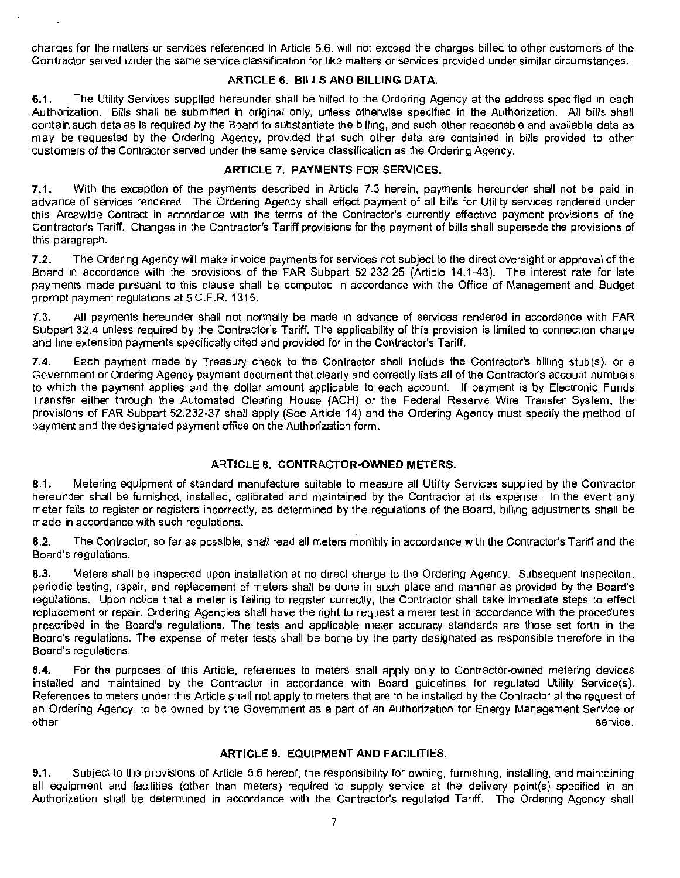charges for the matters or services referenced in Article 5.6. will not exceed the charges billed to other customers of the Contractor served under the same service classification for like matters or services provided under similar circumstances.

## ARTICLE 6. BILLS AND BILLING DATA.

**6.1.** The Utility Services supplied hereunder shall be billed to the Ordering Agency at the address specified in each Authorization. Bills shall be submitted in original only, unless otherwise specified in the Authorization. All bills shall contain such data as is required by the Board to substantiate the billing, and such other reasonable and available data as may be requested by the Ordering Agency, provided that such other data are contained in bills provided to other customers of the Contractor served under the same service classification as the Ordering Agency.

## ARTICLE 7. PAYMENTS FOR SERVICES.

**7.1.** With the exception of the payments described in Article 7.3 herein, payments hereunder shall not be paid in advance of services rendered. The Ordering Agency shall effect payment of all bills for Utility services rendered under this Areawide Contract in accordance with the terms of the Contractor's currently effective payment provisions of the Contractor's Tariff. Changes in the Contractor's Tariff provisions for the payment of bills shall supersede the provisions of this paragraph.

**7.2.** The Ordering Agency will make invoice payments for services not subject to the direct oversight or approval of the Board in accordance with the provisions of the FAR Subpart 52.232-25 (Article 14.1-43). The interest rate for late payments made pursuant to this clause shall be computed in accordance with the Office of Management and Budget prompt payment regulations at 5 C.F.R. 1315.

7.3. All payments hereunder shall not normally be made in advance of services rendered in accordance with FAR Subpart 32.4 unless required by the Contractor's Tariff. The applicability of this provision is limited to connection charge and line extension payments specifically cited and provided for in the Contractor's Tariff.

7.4. Each payment made by Treasury check to the Contractor shall include the Contractor's billing stub(s), or a Government or Ordering Agency payment document that clearly and correctly lists all of the Contractor's account numbers to which the payment applies and the dollar amount applicable to each account. If payment is by Electronic Funds Transfer either through the Automated Clearing House (ACH) or the Federal Reserve Wire Transfer System, the provisions of FAR Subpart 52.232-37 shall apply (See Article 14) and the Ordering Agency must specify the method of payment and the designated payment office on the Authorization form.

## ARTICLE 8. CONTRACTOR-OWNED METERS.

**8.1.** Metering equipment of standard manufacture suitable to measure all Utility Services supplied by the Contractor hereunder shall be furnished, installed, calibrated and maintained by the Contractor at its expense. In the event any meter fails to register or registers incorrectly, as determined by the regulations of the Board, billing adjustments shall be made in accordance with such regulations.

**8.2.** The Contractor, so far as possible, shall read all meters monthly in accordance with the Contractor's Tariff and the Board's regulations.

**8.3.** Meters shall be inspected upon installation at no direct charge to the Ordering Agency. Subsequent inspection, periodic testing, repair, and replacement of meters shall be done in such place and manner as provided by the Board's regulations. Upon notice that a meter is failing to register correctly, the Contractor shall take immediate steps to effect replacement or repair. Ordering Agencies shall have the right to request a meter test in accordance with the procedures prescribed in the Board's regulations. The tests and applicable meter accuracy standards are those set forth in the Board's regulations. The expense of meter tests shall be borne by the party designated as responsible therefore in the Board's regulations.

**8.4.** For the purposes of this Article, references to meters shall apply only to Contractor-owned metering devices installed and maintained by the Contractor in accordance with Board guidelines for regulated Utility Service(s). References to meters under this Article shall not apply to meters that are to be installed by the Contractor at the request of an Ordering Agency, to be owned by the Government as a part of an Authorization for Energy Management Service or other service.

## ARTICLE 9. EQUIPMENT AND FACILITIES.

**9.1.** Subject to the provisions of Article 5.6 hereof, the responsibility for owning, furnishing, installing, and maintaining all equipment and facilities (other than meters) required to supply service at the delivery point(s) specified in an Authorization shall be determined in accordance with the Contractor's regulated Tariff. The Ordering Agency shall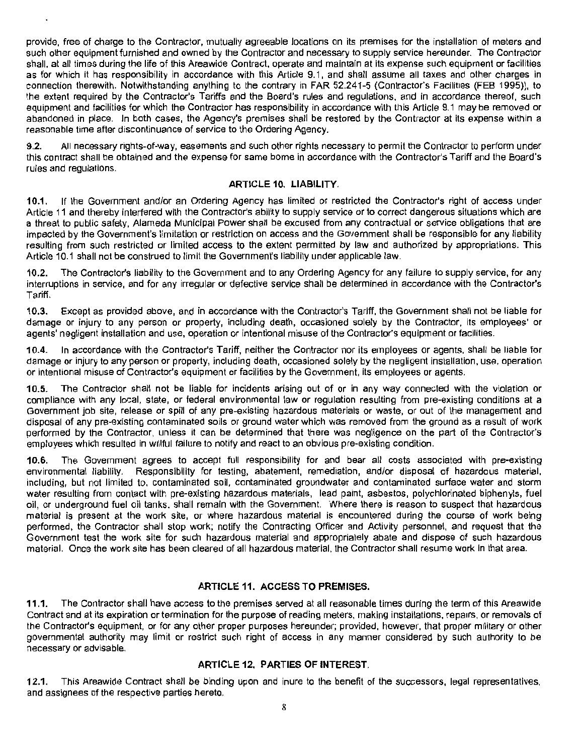provide, free of charge to the Contractor, mutually agreeable locations on its premises for the installation of meters and such other equipment furnished and owned by the Contractor and necessary to supply service hereunder. The Contractor shall, at all times during the life of this Areawide Contract, operate and maintain at its expense such equipment or facilities as for which it has responsibility in accordance with this Article 9.1, and shall assume all taxes and other charges in connection therewith. Notwithstanding anything to the contrary in FAR 52.241-5 (Contractor's Facilities (FEB 1995)), to the extent required by the Contractor's Tariffs and the Board's rules and regulations, and in accordance thereof, such equipment and facilities for which the Contractor has responsibility in accordance with this Article 9.1 may be removed or abandoned in place. In both cases, the Agency's premises shall be restored by the Contractor at its expense within a reasonable time after discontinuance of service to the Ordering Agency.

**9.2.** All necessary rights-of-way, easements and such other rights necessary to permit the Contractor to perform under this contract shall be obtained and the expense for same borne in accordance with the Contractor's Tariff and the Board's rules and regulations.

## ARTICLE 10. LIABILITY.

**10.1.** If the Government and/or an Ordering Agency has limited or restricted the Contractor's right of access under Article 11 and thereby interfered with the Contractor's ability to supply service or to correct dangerous situations which are a threat to public safety, Alameda Municipal Power shall be excused from any contractual or service obligations that are impacted by the Government's limitation or restriction on access and the Government shall be responsible for any liability resulting from such restricted or limited access to the extent permitted by law and authorized by appropriations. This Article 10.1 shall not be construed to limit the Government's liability under applicable law.

**10.2.** The Contractor's liability to the Government and to any Ordering Agency for any failure to supply service, for any interruptions in service, and for any irregular or defective service shall be determined in accordance with the Contractor's Tariff.

**10.3.** Except as provided above, and in accordance with the Contractor's Tariff, the Government shall not be liable for damage or injury to any person or property, including death, occasioned solely by the Contractor, its employees' or agents' negligent installation and use, operation or intentional misuse of the Contractor's equipment or facilities.

**10.4.** In accordance with the Contractor's Tariff, neither the Contractor nor its employees or agents, shall be liable for damage or injury to any person or property, including death, occasioned solely by the negligent installation, use, operation or intentional misuse of Contractor's equipment or facilities by the Government, its employees or agents.

**10.5.** The Contractor shall not be liable for incidents arising out of or in any way connected with the violation or compliance with any local, state, or federal environmental law or regulation resulting from pre-existing conditions at a Government job site, release or spill of any pre-existing hazardous materials or waste, or out of the management and disposal of any pre-existing contaminated soils or ground water which was removed from the ground as a result of work performed by the Contractor, unless it can be determined that there was negligence on the part of the Contractor's employees which resulted in willful failure to notify and react to an obvious pre-existing condition.

**10.6.** The Government agrees to accept full responsibility for and bear all costs associated with pre-existing environmental liability. Responsibility for testing, abatement, remediation, and/or disposal of hazardous material, including, but not limited to, contaminated soil, contaminated groundwater and contaminated surface water and storm water resulting from contact with pre-existing hazardous materials, lead paint, asbestos, polychlorinated biphenyls, fuel oil, or underground fuel oil tanks, shall remain with the Government. Where there is reason to suspect that hazardous material is present at the work site, or where hazardous material is encountered during the course of work being performed, the Contractor shall stop work; notify the Contracting Officer and Activity personnel, and request that the Government test the work site for such hazardous material and appropriately abate and dispose of such hazardous material. Once the work site has been cleared of all hazardous material, the Contractor shall resume work in that area.

## ARTICLE 11. ACCESS TO PREMISES.

**11.1.** The Contractor shall have access to the premises served at all reasonable times during the term of this Areawide Contract and at its expiration or termination for the purpose of reading meters, making installations, repairs, or removals of the Contractor's equipment, or for any other proper purposes hereunder; provided, however, that proper military or other governmental authority may limit or restrict such right of access in any manner considered by such authority to be necessary or advisable.

## ARTICLE 12. PARTIES OF INTEREST.

**12.1.** This Areawide Contract shall be binding upon and inure to the benefit of the successors, legal representatives, and assignees of the respective parties hereto.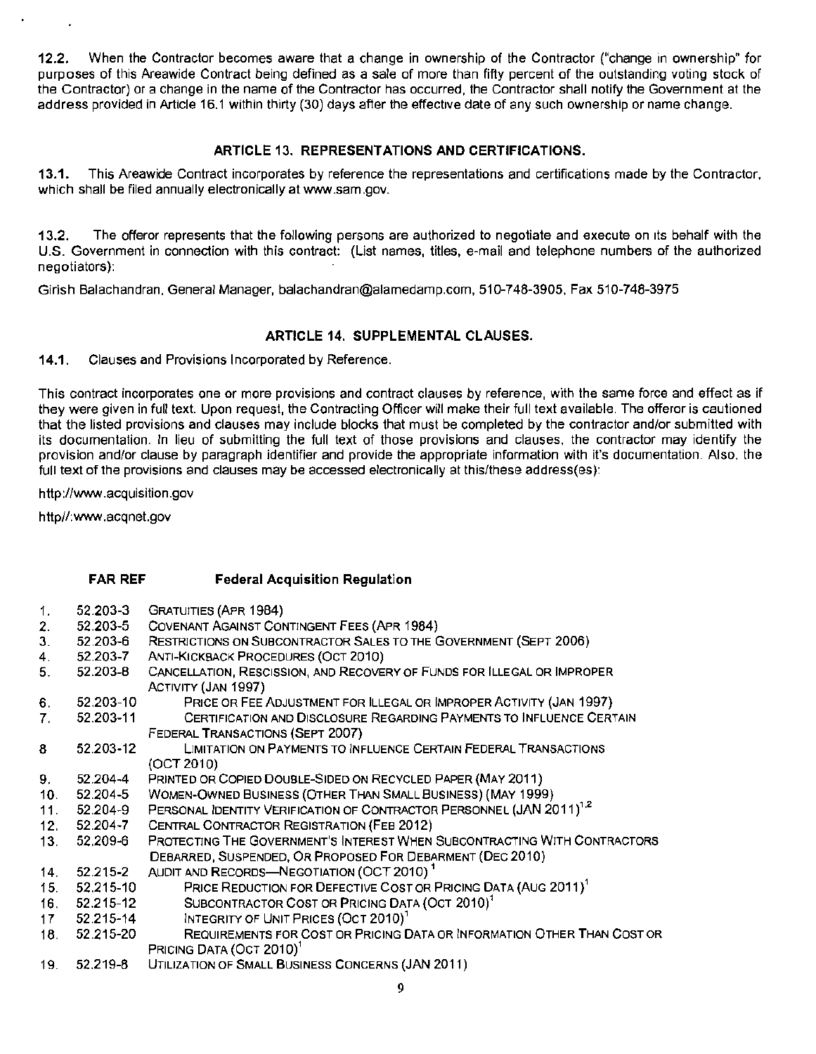**12.2.** When the Contractor becomes aware that a change in ownership of the Contractor ("change in ownership" for purposes of this Areawide Contract being defined as a sale of more than fifty percent of the outstanding voting stock of the Contractor) or a change in the name of the Contractor has occurred, the Contractor shall notify the Government at the address provided in Article 16.1 within thirty (30) days after the effective date of any such ownership or name change.

## ARTICLE 13. REPRESENTATIONS AND CERTIFICATIONS.

**13.1.** This Areawide Contract incorporates by reference the representations and certifications made by the Contractor, which shall be filed annually electronically at www.sam.gov.

**13.2.** The offeror represents that the following persons are authorized to negotiate and execute on its behalf with the U.S. Government in connection with this contract: (List names, titles, e-mail and telephone numbers of the authorized negotiators):

Girish Balachandran, General Manager, balachandran@alamedamp.com, 510-748-3905, Fax 510-748-3975

## ARTICLE 14. SUPPLEMENTAL CLAUSES.

**14.1.** Clauses and Provisions Incorporated by Reference.

This contract incorporates one or more provisions and contract clauses by reference, with the same force and effect as if they were given in full text. Upon request, the Contracting Officer will make their full text available. The offeror is cautioned that the listed provisions and clauses may include blocks that must be completed by the contractor and/or submitted with its documentation. In lieu of submitting the full text of those provisions and clauses, the contractor may identify the provision and/or clause by paragraph identifier and provide the appropriate information with it's documentation. Also, the full text of the provisions and clauses may be accessed electronically at this/these address(es):

http://www.acquisition.gov

http//:www.acqnet.gov

| | **FAR REF** | **Federal Acquisition Regulation** |
|---|---|---|
| 1. | 52.203-3 | GRATUITIES (APR 1984) |
| 2. | 52.203-5 | COVENANT AGAINST CONTINGENT FEES (APR 1984) |
| 3. | 52.203-6 | RESTRICTIONS ON SUBCONTRACTOR SALES TO THE GOVERNMENT (SEPT 2006) |
| 4. | 52.203-7 | ANTI-KICKBACK PROCEDURES (OCT 2010) |
| 5. | 52.203-8 | CANCELLATION, RESCISSION, AND RECOVERY OF FUNDS FOR ILLEGAL OR IMPROPER ACTIVITY (JAN 1997) |
| 6. | 52.203-10 | PRICE OR FEE ADJUSTMENT FOR ILLEGAL OR IMPROPER ACTIVITY (JAN 1997) |
| 7. | 52.203-11 | CERTIFICATION AND DISCLOSURE REGARDING PAYMENTS TO INFLUENCE CERTAIN FEDERAL TRANSACTIONS (SEPT 2007) |
| 8 | 52.203-12 | LIMITATION ON PAYMENTS TO INFLUENCE CERTAIN FEDERAL TRANSACTIONS (OCT 2010) |
| 9. | 52.204-4 | PRINTED OR COPIED DOUBLE-SIDED ON RECYCLED PAPER (MAY 2011) |
| 10. | 52.204-5 | WOMEN-OWNED BUSINESS (OTHER THAN SMALL BUSINESS) (MAY 1999) |
| 11. | 52.204-9 | PERSONAL IDENTITY VERIFICATION OF CONTRACTOR PERSONNEL (JAN 2011)[1,2] |
| 12. | 52.204-7 | CENTRAL CONTRACTOR REGISTRATION (FEB 2012) |
| 13. | 52.209-6 | PROTECTING THE GOVERNMENT'S INTEREST WHEN SUBCONTRACTING WITH CONTRACTORS DEBARRED, SUSPENDED, OR PROPOSED FOR DEBARMENT (DEC 2010) |
| 14. | 52.215-2 | AUDIT AND RECORDS—NEGOTIATION (OCT 2010)[1] |
| 15. | 52.215-10 | PRICE REDUCTION FOR DEFECTIVE COST OR PRICING DATA (AUG 2011)[1] |
| 16. | 52.215-12 | SUBCONTRACTOR COST OR PRICING DATA (OCT 2010)[1] |
| 17 | 52.215-14 | INTEGRITY OF UNIT PRICES (OCT 2010)[1] |
| 18. | 52.215-20 | REQUIREMENTS FOR COST OR PRICING DATA OR INFORMATION OTHER THAN COST OR PRICING DATA (OCT 2010)[1] |
| 19. | 52.219-8 | UTILIZATION OF SMALL BUSINESS CONCERNS (JAN 2011) |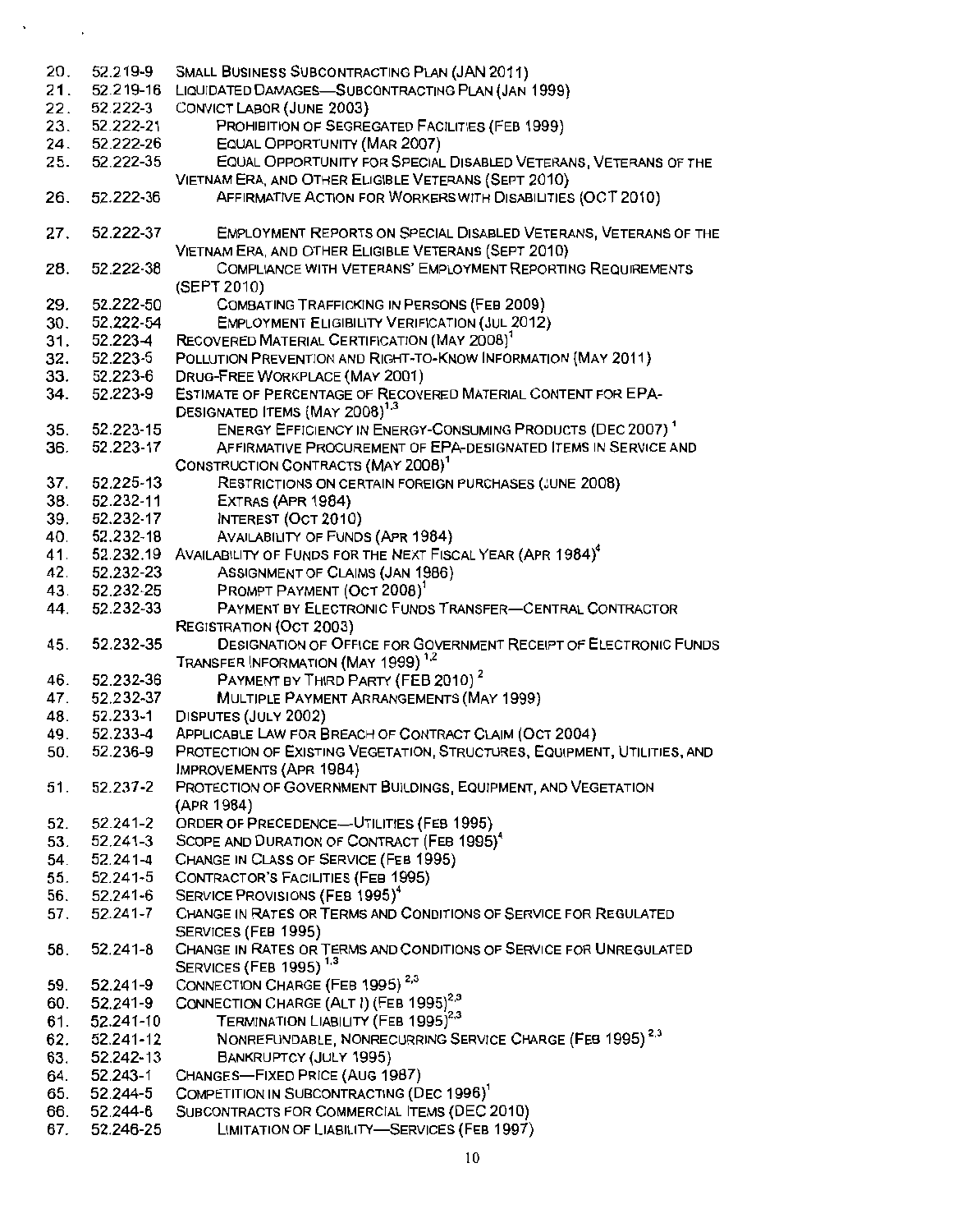20. 52.219-9 SMALL BUSINESS SUBCONTRACTING PLAN (JAN 2011)
21. 52.219-16 LIQUIDATED DAMAGES—SUBCONTRACTING PLAN (JAN 1999)
22. 52.222-3 CONVICT LABOR (JUNE 2003)
23. 52.222-21 PROHIBITION OF SEGREGATED FACILITIES (FEB 1999)
24. 52.222-26 EQUAL OPPORTUNITY (MAR 2007)
25. 52.222-35 EQUAL OPPORTUNITY FOR SPECIAL DISABLED VETERANS, VETERANS OF THE VIETNAM ERA, AND OTHER ELIGIBLE VETERANS (SEPT 2010)
26. 52.222-36 AFFIRMATIVE ACTION FOR WORKERS WITH DISABILITIES (OCT 2010)
27. 52.222-37 EMPLOYMENT REPORTS ON SPECIAL DISABLED VETERANS, VETERANS OF THE VIETNAM ERA, AND OTHER ELIGIBLE VETERANS (SEPT 2010)
28. 52.222-38 COMPLIANCE WITH VETERANS' EMPLOYMENT REPORTING REQUIREMENTS (SEPT 2010)
29. 52.222-50 COMBATING TRAFFICKING IN PERSONS (FEB 2009)
30. 52.222-54 EMPLOYMENT ELIGIBILITY VERIFICATION (JUL 2012)
31. 52.223-4 RECOVERED MATERIAL CERTIFICATION (MAY 2008)[1]
32. 52.223-5 POLLUTION PREVENTION AND RIGHT-TO-KNOW INFORMATION (MAY 2011)
33. 52.223-6 DRUG-FREE WORKPLACE (MAY 2001)
34. 52.223-9 ESTIMATE OF PERCENTAGE OF RECOVERED MATERIAL CONTENT FOR EPA-DESIGNATED ITEMS (MAY 2008)[1,3]
35. 52.223-15 ENERGY EFFICIENCY IN ENERGY-CONSUMING PRODUCTS (DEC 2007)[1]
36. 52.223-17 AFFIRMATIVE PROCUREMENT OF EPA-DESIGNATED ITEMS IN SERVICE AND CONSTRUCTION CONTRACTS (MAY 2008)[1]
37. 52.225-13 RESTRICTIONS ON CERTAIN FOREIGN PURCHASES (JUNE 2008)
38. 52.232-11 EXTRAS (APR 1984)
39. 52.232-17 INTEREST (OCT 2010)
40. 52.232-18 AVAILABILITY OF FUNDS (APR 1984)
41. 52.232.19 AVAILABILITY OF FUNDS FOR THE NEXT FISCAL YEAR (APR 1984)[4]
42. 52.232-23 ASSIGNMENT OF CLAIMS (JAN 1986)
43. 52.232-25 PROMPT PAYMENT (OCT 2008)[1]
44. 52.232-33 PAYMENT BY ELECTRONIC FUNDS TRANSFER—CENTRAL CONTRACTOR REGISTRATION (OCT 2003)
45. 52.232-35 DESIGNATION OF OFFICE FOR GOVERNMENT RECEIPT OF ELECTRONIC FUNDS TRANSFER INFORMATION (MAY 1999)[1,2]
46. 52.232-36 PAYMENT BY THIRD PARTY (FEB 2010)[2]
47. 52.232-37 MULTIPLE PAYMENT ARRANGEMENTS (MAY 1999)
48. 52.233-1 DISPUTES (JULY 2002)
49. 52.233-4 APPLICABLE LAW FOR BREACH OF CONTRACT CLAIM (OCT 2004)
50. 52.236-9 PROTECTION OF EXISTING VEGETATION, STRUCTURES, EQUIPMENT, UTILITIES, AND IMPROVEMENTS (APR 1984)
51. 52.237-2 PROTECTION OF GOVERNMENT BUILDINGS, EQUIPMENT, AND VEGETATION (APR 1984)
52. 52.241-2 ORDER OF PRECEDENCE—UTILITIES (FEB 1995)
53. 52.241-3 SCOPE AND DURATION OF CONTRACT (FEB 1995)[4]
54. 52.241-4 CHANGE IN CLASS OF SERVICE (FEB 1995)
55. 52.241-5 CONTRACTOR'S FACILITIES (FEB 1995)
56. 52.241-6 SERVICE PROVISIONS (FEB 1995)[4]
57. 52.241-7 CHANGE IN RATES OR TERMS AND CONDITIONS OF SERVICE FOR REGULATED SERVICES (FEB 1995)
58. 52.241-8 CHANGE IN RATES OR TERMS AND CONDITIONS OF SERVICE FOR UNREGULATED SERVICES (FEB 1995)[1,3]
59. 52.241-9 CONNECTION CHARGE (FEB 1995)[2,3]
60. 52.241-9 CONNECTION CHARGE (ALT I) (FEB 1995)[2,3]
61. 52.241-10 TERMINATION LIABILITY (FEB 1995)[2,3]
62. 52.241-12 NONREFUNDABLE, NONRECURRING SERVICE CHARGE (FEB 1995)[2,3]
63. 52.242-13 BANKRUPTCY (JULY 1995)
64. 52.243-1 CHANGES—FIXED PRICE (AUG 1987)
65. 52.244-5 COMPETITION IN SUBCONTRACTING (DEC 1996)[1]
66. 52.244-6 SUBCONTRACTS FOR COMMERCIAL ITEMS (DEC 2010)
67. 52.246-25 LIMITATION OF LIABILITY—SERVICES (FEB 1997)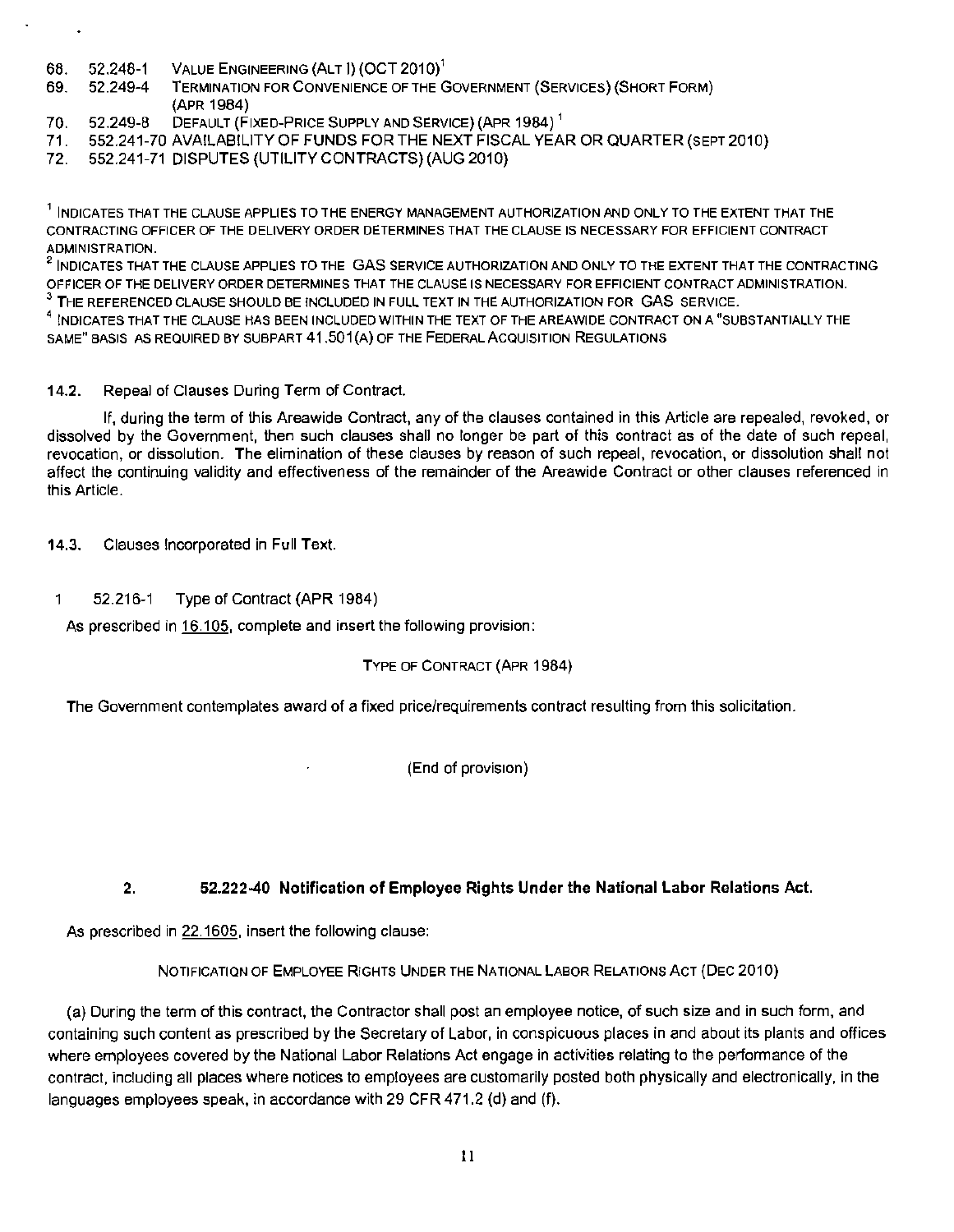68. 52.248-1 VALUE ENGINEERING (ALT I) (OCT 2010)[1]
69. 52.249-4 TERMINATION FOR CONVENIENCE OF THE GOVERNMENT (SERVICES) (SHORT FORM) (APR 1984)
70. 52.249-8 DEFAULT (FIXED-PRICE SUPPLY AND SERVICE) (APR 1984) [1]
71. 552.241-70 AVAILABILITY OF FUNDS FOR THE NEXT FISCAL YEAR OR QUARTER (SEPT 2010)
72. 552.241-71 DISPUTES (UTILITY CONTRACTS) (AUG 2010)

[1] INDICATES THAT THE CLAUSE APPLIES TO THE ENERGY MANAGEMENT AUTHORIZATION AND ONLY TO THE EXTENT THAT THE CONTRACTING OFFICER OF THE DELIVERY ORDER DETERMINES THAT THE CLAUSE IS NECESSARY FOR EFFICIENT CONTRACT ADMINISTRATION.
[2] INDICATES THAT THE CLAUSE APPLIES TO THE GAS SERVICE AUTHORIZATION AND ONLY TO THE EXTENT THAT THE CONTRACTING OFFICER OF THE DELIVERY ORDER DETERMINES THAT THE CLAUSE IS NECESSARY FOR EFFICIENT CONTRACT ADMINISTRATION.
[3] THE REFERENCED CLAUSE SHOULD BE INCLUDED IN FULL TEXT IN THE AUTHORIZATION FOR GAS SERVICE.
[4] INDICATES THAT THE CLAUSE HAS BEEN INCLUDED WITHIN THE TEXT OF THE AREAWIDE CONTRACT ON A "SUBSTANTIALLY THE SAME" BASIS AS REQUIRED BY SUBPART 41.501(A) OF THE FEDERAL ACQUISITION REGULATIONS

**14.2.** Repeal of Clauses During Term of Contract.

If, during the term of this Areawide Contract, any of the clauses contained in this Article are repealed, revoked, or dissolved by the Government, then such clauses shall no longer be part of this contract as of the date of such repeal, revocation, or dissolution. The elimination of these clauses by reason of such repeal, revocation, or dissolution shall not affect the continuing validity and effectiveness of the remainder of the Areawide Contract or other clauses referenced in this Article.

**14.3.** Clauses Incorporated in Full Text.

1 52.216-1 Type of Contract (APR 1984)

As prescribed in 16.105, complete and insert the following provision:

TYPE OF CONTRACT (APR 1984)

The Government contemplates award of a fixed price/requirements contract resulting from this solicitation.

(End of provision)

**2. 52.222-40 Notification of Employee Rights Under the National Labor Relations Act.**

As prescribed in 22.1605, insert the following clause:

NOTIFICATION OF EMPLOYEE RIGHTS UNDER THE NATIONAL LABOR RELATIONS ACT (DEC 2010)

(a) During the term of this contract, the Contractor shall post an employee notice, of such size and in such form, and containing such content as prescribed by the Secretary of Labor, in conspicuous places in and about its plants and offices where employees covered by the National Labor Relations Act engage in activities relating to the performance of the contract, including all places where notices to employees are customarily posted both physically and electronically, in the languages employees speak, in accordance with 29 CFR 471.2 (d) and (f).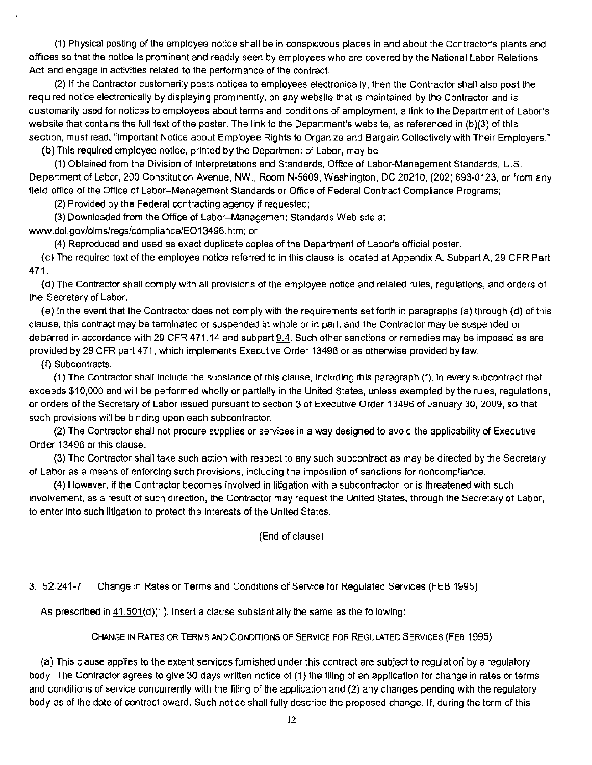(1) Physical posting of the employee notice shall be in conspicuous places in and about the Contractor's plants and offices so that the notice is prominent and readily seen by employees who are covered by the National Labor Relations Act and engage in activities related to the performance of the contract.

(2) If the Contractor customarily posts notices to employees electronically, then the Contractor shall also post the required notice electronically by displaying prominently, on any website that is maintained by the Contractor and is customarily used for notices to employees about terms and conditions of employment, a link to the Department of Labor's website that contains the full text of the poster. The link to the Department's website, as referenced in (b)(3) of this section, must read, "Important Notice about Employee Rights to Organize and Bargain Collectively with Their Employers."

(b) This required employee notice, printed by the Department of Labor, may be—

(1) Obtained from the Division of Interpretations and Standards, Office of Labor-Management Standards, U.S. Department of Labor, 200 Constitution Avenue, NW., Room N-5609, Washington, DC 20210, (202) 693-0123, or from any field office of the Office of Labor–Management Standards or Office of Federal Contract Compliance Programs;

(2) Provided by the Federal contracting agency if requested;

(3) Downloaded from the Office of Labor–Management Standards Web site at www.dol.gov/olms/regs/compliance/EO13496.htm; or

(4) Reproduced and used as exact duplicate copies of the Department of Labor's official poster.

(c) The required text of the employee notice referred to in this clause is located at Appendix A, Subpart A, 29 CFR Part 471.

(d) The Contractor shall comply with all provisions of the employee notice and related rules, regulations, and orders of the Secretary of Labor.

(e) In the event that the Contractor does not comply with the requirements set forth in paragraphs (a) through (d) of this clause, this contract may be terminated or suspended in whole or in part, and the Contractor may be suspended or debarred in accordance with 29 CFR 471.14 and subpart 9.4. Such other sanctions or remedies may be imposed as are provided by 29 CFR part 471, which implements Executive Order 13496 or as otherwise provided by law.

(f) Subcontracts.

(1) The Contractor shall include the substance of this clause, including this paragraph (f), in every subcontract that exceeds $10,000 and will be performed wholly or partially in the United States, unless exempted by the rules, regulations, or orders of the Secretary of Labor issued pursuant to section 3 of Executive Order 13496 of January 30, 2009, so that such provisions will be binding upon each subcontractor.

(2) The Contractor shall not procure supplies or services in a way designed to avoid the applicability of Executive Order 13496 or this clause.

(3) The Contractor shall take such action with respect to any such subcontract as may be directed by the Secretary of Labor as a means of enforcing such provisions, including the imposition of sanctions for noncompliance.

(4) However, if the Contractor becomes involved in litigation with a subcontractor, or is threatened with such involvement, as a result of such direction, the Contractor may request the United States, through the Secretary of Labor, to enter into such litigation to protect the interests of the United States.

(End of clause)

3. 52.241-7 Change in Rates or Terms and Conditions of Service for Regulated Services (FEB 1995)

As prescribed in 41.501(d)(1), insert a clause substantially the same as the following:

CHANGE IN RATES OR TERMS AND CONDITIONS OF SERVICE FOR REGULATED SERVICES (FEB 1995)

(a) This clause applies to the extent services furnished under this contract are subject to regulation by a regulatory body. The Contractor agrees to give 30 days written notice of (1) the filing of an application for change in rates or terms and conditions of service concurrently with the filing of the application and (2) any changes pending with the regulatory body as of the date of contract award. Such notice shall fully describe the proposed change. If, during the term of this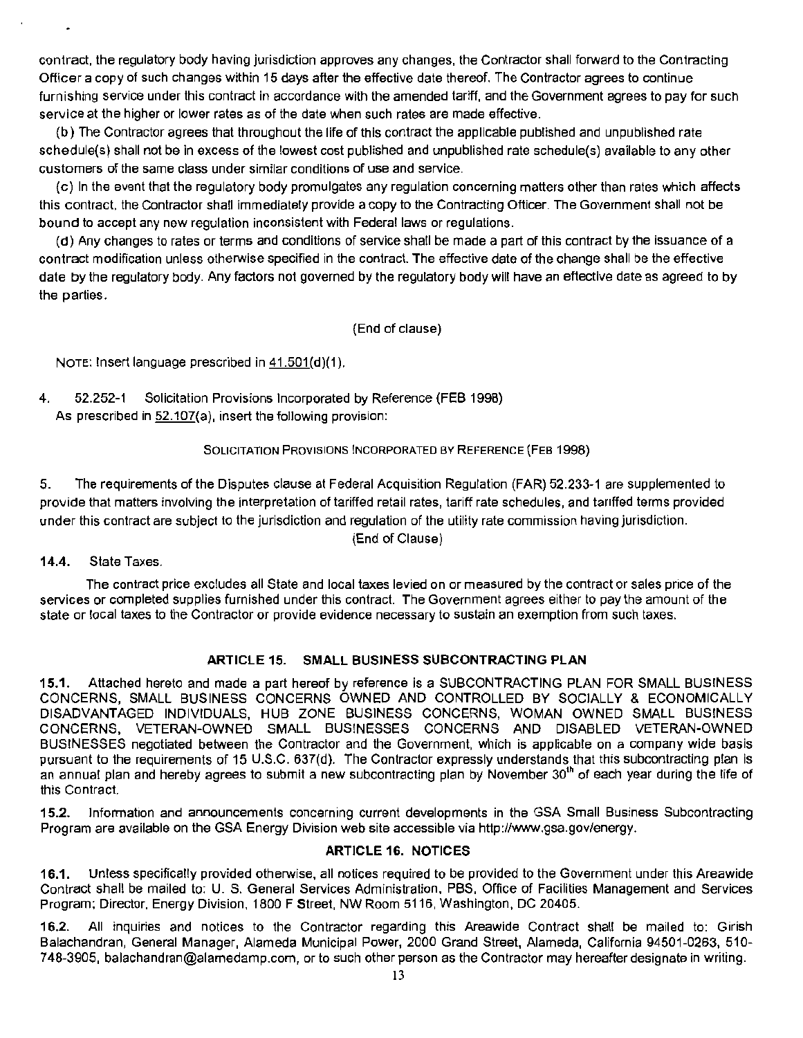contract, the regulatory body having jurisdiction approves any changes, the Contractor shall forward to the Contracting Officer a copy of such changes within 15 days after the effective date thereof. The Contractor agrees to continue furnishing service under this contract in accordance with the amended tariff, and the Government agrees to pay for such service at the higher or lower rates as of the date when such rates are made effective.

(b) The Contractor agrees that throughout the life of this contract the applicable published and unpublished rate schedule(s) shall not be in excess of the lowest cost published and unpublished rate schedule(s) available to any other customers of the same class under similar conditions of use and service.

(c) In the event that the regulatory body promulgates any regulation concerning matters other than rates which affects this contract, the Contractor shall immediately provide a copy to the Contracting Officer. The Government shall not be bound to accept any new regulation inconsistent with Federal laws or regulations.

(d) Any changes to rates or terms and conditions of service shall be made a part of this contract by the issuance of a contract modification unless otherwise specified in the contract. The effective date of the change shall be the effective date by the regulatory body. Any factors not governed by the regulatory body will have an effective date as agreed to by the parties.

(End of clause)

NOTE: Insert language prescribed in 41.501(d)(1).

4. 52.252-1 Solicitation Provisions Incorporated by Reference (FEB 1998)
As prescribed in 52.107(a), insert the following provision:

SOLICITATION PROVISIONS INCORPORATED BY REFERENCE (FEB 1998)

5. The requirements of the Disputes clause at Federal Acquisition Regulation (FAR) 52.233-1 are supplemented to provide that matters involving the interpretation of tariffed retail rates, tariff rate schedules, and tariffed terms provided under this contract are subject to the jurisdiction and regulation of the utility rate commission having jurisdiction.

(End of Clause)

**14.4.** State Taxes.

The contract price excludes all State and local taxes levied on or measured by the contract or sales price of the services or completed supplies furnished under this contract. The Government agrees either to pay the amount of the state or local taxes to the Contractor or provide evidence necessary to sustain an exemption from such taxes.

## ARTICLE 15. SMALL BUSINESS SUBCONTRACTING PLAN

**15.1.** Attached hereto and made a part hereof by reference is a SUBCONTRACTING PLAN FOR SMALL BUSINESS CONCERNS, SMALL BUSINESS CONCERNS OWNED AND CONTROLLED BY SOCIALLY & ECONOMICALLY DISADVANTAGED INDIVIDUALS, HUB ZONE BUSINESS CONCERNS, WOMAN OWNED SMALL BUSINESS CONCERNS, VETERAN-OWNED SMALL BUSINESSES CONCERNS AND DISABLED VETERAN-OWNED BUSINESSES negotiated between the Contractor and the Government, which is applicable on a company wide basis pursuant to the requirements of 15 U.S.C. 637(d). The Contractor expressly understands that this subcontracting plan is an annual plan and hereby agrees to submit a new subcontracting plan by November 30th of each year during the life of this Contract.

**15.2.** Information and announcements concerning current developments in the GSA Small Business Subcontracting Program are available on the GSA Energy Division web site accessible via http://www.gsa.gov/energy.

## ARTICLE 16. NOTICES

**16.1.** Unless specifically provided otherwise, all notices required to be provided to the Government under this Areawide Contract shall be mailed to: U. S. General Services Administration, PBS, Office of Facilities Management and Services Program; Director, Energy Division, 1800 F Street, NW Room 5116, Washington, DC 20405.

**16.2.** All inquiries and notices to the Contractor regarding this Areawide Contract shall be mailed to: Girish Balachandran, General Manager, Alameda Municipal Power, 2000 Grand Street, Alameda, California 94501-0263, 510-748-3905, balachandran@alamedamp.com, or to such other person as the Contractor may hereafter designate in writing.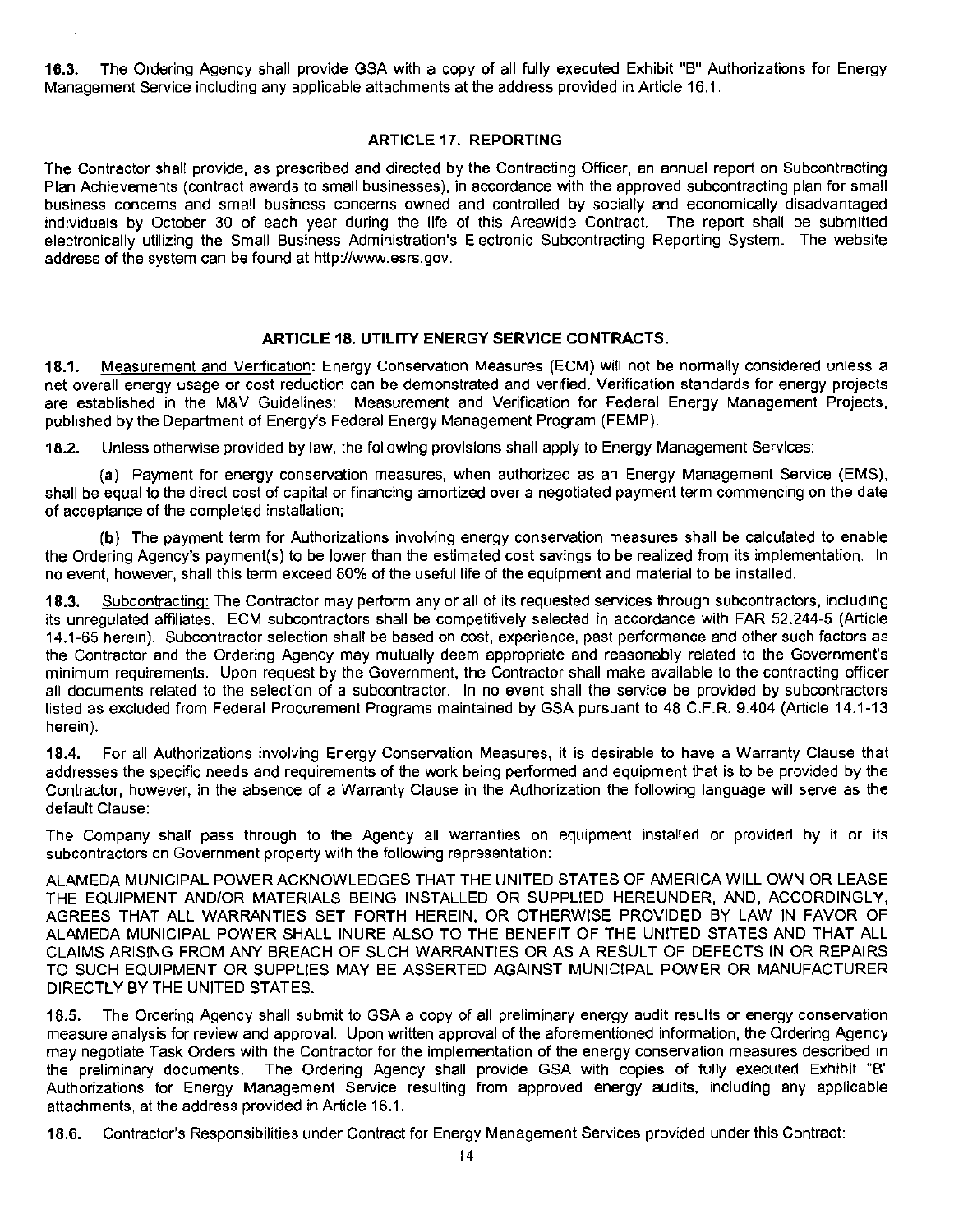**16.3.** The Ordering Agency shall provide GSA with a copy of all fully executed Exhibit "B" Authorizations for Energy Management Service including any applicable attachments at the address provided in Article 16.1.

## ARTICLE 17. REPORTING

The Contractor shall provide, as prescribed and directed by the Contracting Officer, an annual report on Subcontracting Plan Achievements (contract awards to small businesses), in accordance with the approved subcontracting plan for small business concerns and small business concerns owned and controlled by socially and economically disadvantaged individuals by October 30 of each year during the life of this Areawide Contract. The report shall be submitted electronically utilizing the Small Business Administration's Electronic Subcontracting Reporting System. The website address of the system can be found at http://www.esrs.gov.

## ARTICLE 18. UTILITY ENERGY SERVICE CONTRACTS.

**18.1.** Measurement and Verification: Energy Conservation Measures (ECM) will not be normally considered unless a net overall energy usage or cost reduction can be demonstrated and verified. Verification standards for energy projects are established in the M&V Guidelines: Measurement and Verification for Federal Energy Management Projects, published by the Department of Energy's Federal Energy Management Program (FEMP).

**18.2.** Unless otherwise provided by law, the following provisions shall apply to Energy Management Services:

(**a**) Payment for energy conservation measures, when authorized as an Energy Management Service (EMS), shall be equal to the direct cost of capital or financing amortized over a negotiated payment term commencing on the date of acceptance of the completed installation;

(**b**) The payment term for Authorizations involving energy conservation measures shall be calculated to enable the Ordering Agency's payment(s) to be lower than the estimated cost savings to be realized from its implementation. In no event, however, shall this term exceed 80% of the useful life of the equipment and material to be installed.

**18.3.** Subcontracting: The Contractor may perform any or all of its requested services through subcontractors, including its unregulated affiliates. ECM subcontractors shall be competitively selected in accordance with FAR 52.244-5 (Article 14.1-65 herein). Subcontractor selection shall be based on cost, experience, past performance and other such factors as the Contractor and the Ordering Agency may mutually deem appropriate and reasonably related to the Government's minimum requirements. Upon request by the Government, the Contractor shall make available to the contracting officer all documents related to the selection of a subcontractor. In no event shall the service be provided by subcontractors listed as excluded from Federal Procurement Programs maintained by GSA pursuant to 48 C.F.R. 9.404 (Article 14.1-13 herein).

**18.4.** For all Authorizations involving Energy Conservation Measures, it is desirable to have a Warranty Clause that addresses the specific needs and requirements of the work being performed and equipment that is to be provided by the Contractor, however, in the absence of a Warranty Clause in the Authorization the following language will serve as the default Clause:

The Company shall pass through to the Agency all warranties on equipment installed or provided by it or its subcontractors on Government property with the following representation:

ALAMEDA MUNICIPAL POWER ACKNOWLEDGES THAT THE UNITED STATES OF AMERICA WILL OWN OR LEASE THE EQUIPMENT AND/OR MATERIALS BEING INSTALLED OR SUPPLIED HEREUNDER, AND, ACCORDINGLY, AGREES THAT ALL WARRANTIES SET FORTH HEREIN, OR OTHERWISE PROVIDED BY LAW IN FAVOR OF ALAMEDA MUNICIPAL POWER SHALL INURE ALSO TO THE BENEFIT OF THE UNITED STATES AND THAT ALL CLAIMS ARISING FROM ANY BREACH OF SUCH WARRANTIES OR AS A RESULT OF DEFECTS IN OR REPAIRS TO SUCH EQUIPMENT OR SUPPLIES MAY BE ASSERTED AGAINST MUNICIPAL POWER OR MANUFACTURER DIRECTLY BY THE UNITED STATES.

**18.5.** The Ordering Agency shall submit to GSA a copy of all preliminary energy audit results or energy conservation measure analysis for review and approval. Upon written approval of the aforementioned information, the Ordering Agency may negotiate Task Orders with the Contractor for the implementation of the energy conservation measures described in the preliminary documents. The Ordering Agency shall provide GSA with copies of fully executed Exhibit "B" Authorizations for Energy Management Service resulting from approved energy audits, including any applicable attachments, at the address provided in Article 16.1.

**18.6.** Contractor's Responsibilities under Contract for Energy Management Services provided under this Contract: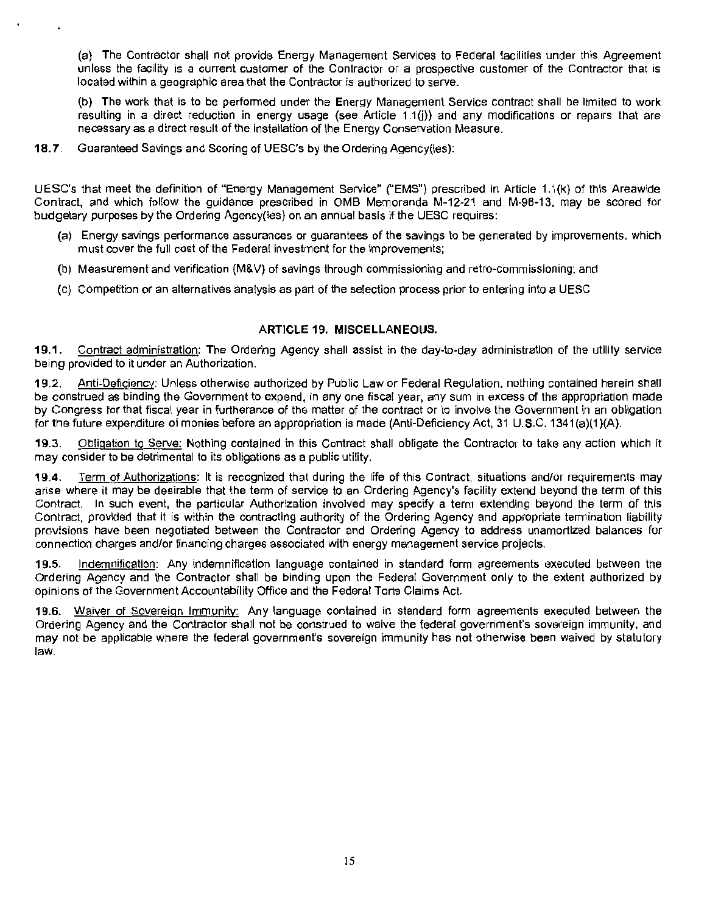(a) The Contractor shall not provide Energy Management Services to Federal facilities under this Agreement unless the facility is a current customer of the Contractor or a prospective customer of the Contractor that is located within a geographic area that the Contractor is authorized to serve.

(b) The work that is to be performed under the Energy Management Service contract shall be limited to work resulting in a direct reduction in energy usage (see Article 1.1(j)) and any modifications or repairs that are necessary as a direct result of the installation of the Energy Conservation Measure.

**18.7.** Guaranteed Savings and Scoring of UESC's by the Ordering Agency(ies):

UESC's that meet the definition of "Energy Management Service" ("EMS") prescribed in Article 1.1(k) of this Areawide Contract, and which follow the guidance prescribed in OMB Memoranda M-12-21 and M-98-13, may be scored for budgetary purposes by the Ordering Agency(ies) on an annual basis if the UESC requires:

(a) Energy savings performance assurances or guarantees of the savings to be generated by improvements, which must cover the full cost of the Federal investment for the improvements;

(b) Measurement and verification (M&V) of savings through commissioning and retro-commissioning; and

(c) Competition or an alternatives analysis as part of the selection process prior to entering into a UESC

## ARTICLE 19. MISCELLANEOUS.

**19.1.** Contract administration: The Ordering Agency shall assist in the day-to-day administration of the utility service being provided to it under an Authorization.

**19.2.** Anti-Deficiency: Unless otherwise authorized by Public Law or Federal Regulation, nothing contained herein shall be construed as binding the Government to expend, in any one fiscal year, any sum in excess of the appropriation made by Congress for that fiscal year in furtherance of the matter of the contract or to involve the Government in an obligation for the future expenditure of monies before an appropriation is made (Anti-Deficiency Act, 31 U.S.C. 1341(a)(1)(A).

**19.3.** Obligation to Serve: Nothing contained in this Contract shall obligate the Contractor to take any action which it may consider to be detrimental to its obligations as a public utility.

**19.4.** Term of Authorizations: It is recognized that during the life of this Contract, situations and/or requirements may arise where it may be desirable that the term of service to an Ordering Agency's facility extend beyond the term of this Contract. In such event, the particular Authorization involved may specify a term extending beyond the term of this Contract, provided that it is within the contracting authority of the Ordering Agency and appropriate termination liability provisions have been negotiated between the Contractor and Ordering Agency to address unamortized balances for connection charges and/or financing charges associated with energy management service projects.

**19.5.** Indemnification: Any indemnification language contained in standard form agreements executed between the Ordering Agency and the Contractor shall be binding upon the Federal Government only to the extent authorized by opinions of the Government Accountability Office and the Federal Torts Claims Act.

**19.6.** Waiver of Sovereign Immunity: Any language contained in standard form agreements executed between the Ordering Agency and the Contractor shall not be construed to waive the federal government's sovereign immunity, and may not be applicable where the federal government's sovereign immunity has not otherwise been waived by statutory law.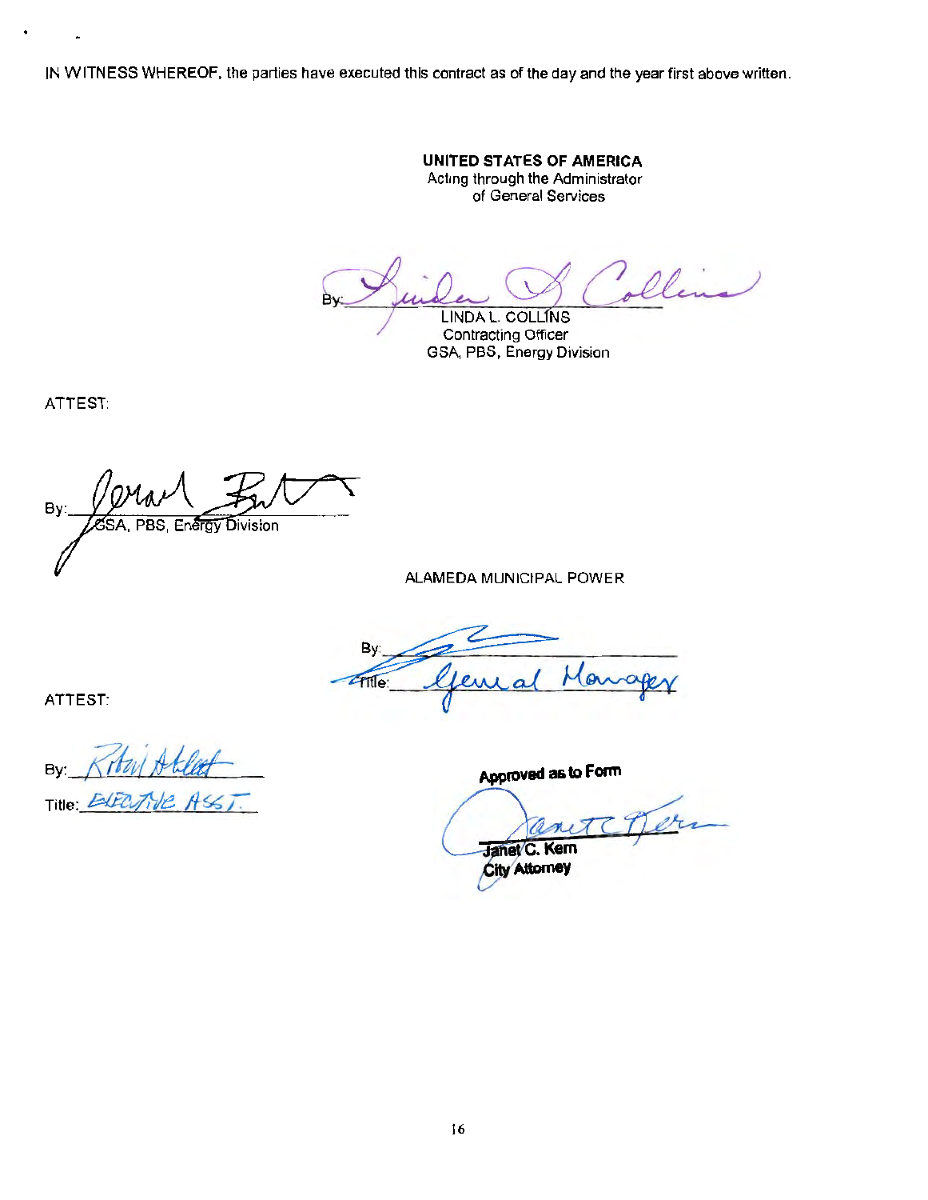IN WITNESS WHEREOF, the parties have executed this contract as of the day and the year first above written.

**UNITED STATES OF AMERICA**
Acting through the Administrator
of General Services

By: *Linda L. Collins*
LINDA L. COLLINS
Contracting Officer
GSA, PBS, Energy Division

ATTEST:

By: *Jerard Butt*
GSA, PBS, Energy Division

ALAMEDA MUNICIPAL POWER

By: _______________
Title: *General Manager*

ATTEST:

By: *Robin Ahlert*
Title: *EXECUTIVE ASST.*

**Approved as to Form**

*Janet C. Kern*
Janet C. Kern
City Attorney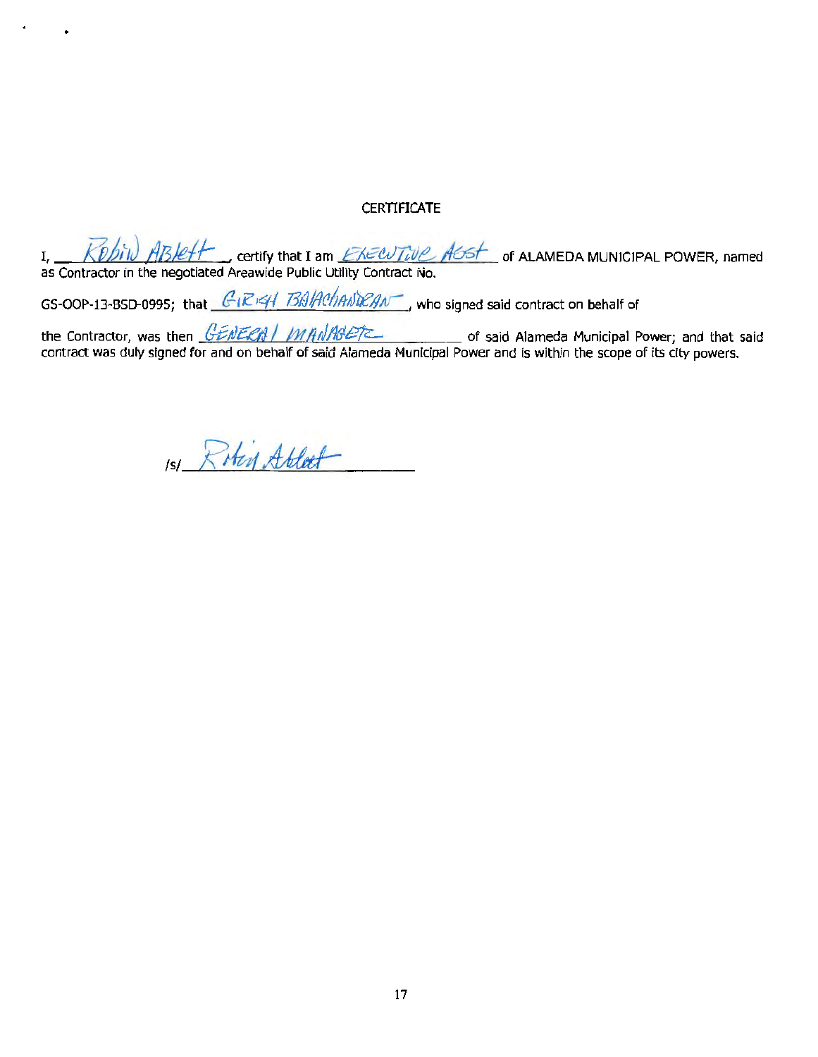CERTIFICATE

I, Robin Ablett, certify that I am EXECUTIVE ASST of ALAMEDA MUNICIPAL POWER, named as Contractor in the negotiated Areawide Public Utility Contract No. GS-OOP-13-BSD-0995; that GIRISH BALACHANDRAN, who signed said contract on behalf of the Contractor, was then GENERAL MANAGER of said Alameda Municipal Power; and that said contract was duly signed for and on behalf of said Alameda Municipal Power and is within the scope of its city powers.

/s/ Robin Ablett